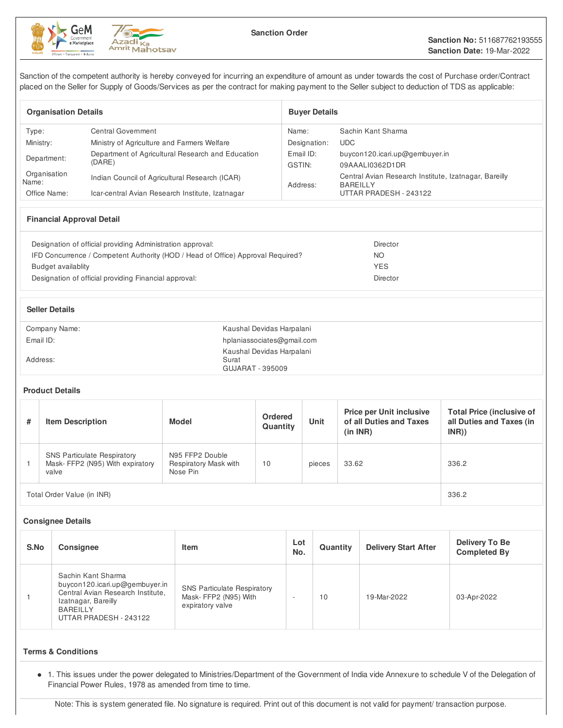# Sanction Order

**Sanction No:** 511687762193555
**Sanction Date:** 19-Mar-2022

Sanction of the competent authority is hereby conveyed for incurring an expenditure of amount as under towards the cost of Purchase order/Contract placed on the Seller for Supply of Goods/Services as per the contract for making payment to the Seller subject to deduction of TDS as applicable:

| Organisation Details | | Buyer Details | |
|---|---|---|---|
| Type: | Central Government | Name: | Sachin Kant Sharma |
| Ministry: | Ministry of Agriculture and Farmers Welfare | Designation: | UDC |
| Department: | Department of Agricultural Research and Education (DARE) | Email ID: | buycon120.icari.up@gembuyer.in |
| Organisation Name: | Indian Council of Agricultural Research (ICAR) | GSTIN: | 09AAALI0362D1DR |
| Office Name: | Icar-central Avian Research Institute, Izatnagar | Address: | Central Avian Research Institute, Izatnagar, Bareilly BAREILLY UTTAR PRADESH - 243122 |

## Financial Approval Detail

| | |
|---|---|
| Designation of official providing Administration approval: | Director |
| IFD Concurrence / Competent Authority (HOD / Head of Office) Approval Required? | NO |
| Budget availablity | YES |
| Designation of official providing Financial approval: | Director |

## Seller Details

| | |
|---|---|
| Company Name: | Kaushal Devidas Harpalani |
| Email ID: | hplaniassociates@gmail.com |
| Address: | Kaushal Devidas Harpalani Surat GUJARAT - 395009 |

## Product Details

| # | Item Description | Model | Ordered Quantity | Unit | Price per Unit inclusive of all Duties and Taxes (in INR) | Total Price (inclusive of all Duties and Taxes (in INR)) |
|---|---|---|---|---|---|---|
| 1 | SNS Particulate Respiratory Mask- FFP2 (N95) With expiratory valve | N95 FFP2 Double Respiratory Mask with Nose Pin | 10 | pieces | 33.62 | 336.2 |
| Total Order Value (in INR) | | | | | | 336.2 |

## Consignee Details

| S.No | Consignee | Item | Lot No. | Quantity | Delivery Start After | Delivery To Be Completed By |
|---|---|---|---|---|---|---|
| 1 | Sachin Kant Sharma buycon120.icari.up@gembuyer.in Central Avian Research Institute, Izatnagar, Bareilly BAREILLY UTTAR PRADESH - 243122 | SNS Particulate Respiratory Mask- FFP2 (N95) With expiratory valve | - | 10 | 19-Mar-2022 | 03-Apr-2022 |

## Terms & Conditions

- 1. This issues under the power delegated to Ministries/Department of the Government of India vide Annexure to schedule V of the Delegation of Financial Power Rules, 1978 as amended from time to time.

Note: This is system generated file. No signature is required. Print out of this document is not valid for payment/ transaction purpose.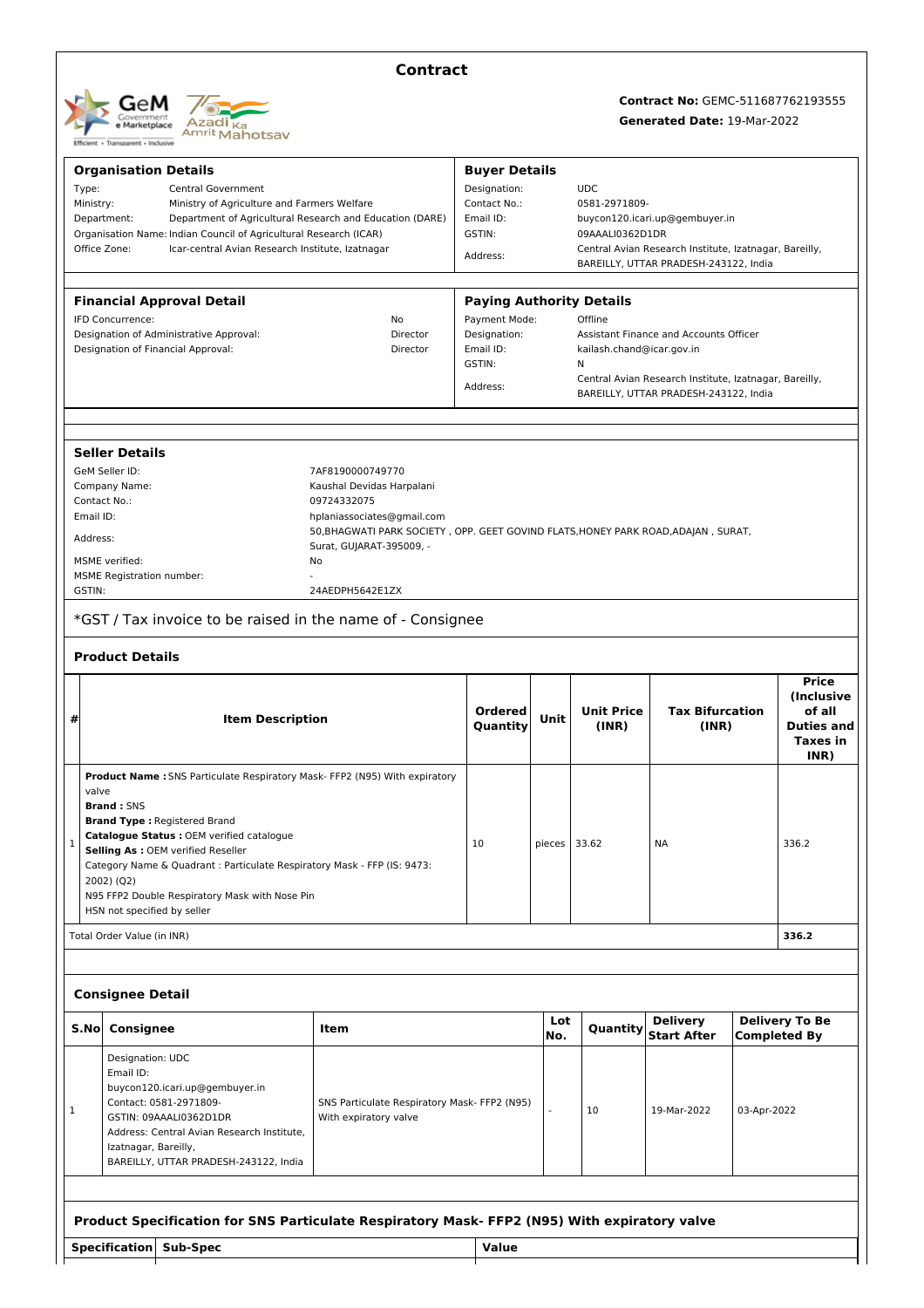# Contract

**Contract No:** GEMC-511687762193555

**Generated Date:** 19-Mar-2022

| **Organisation Details** | | **Buyer Details** | |
|---|---|---|---|
| Type: | Central Government | Designation: | UDC |
| Ministry: | Ministry of Agriculture and Farmers Welfare | Contact No.: | 0581-2971809- |
| Department: | Department of Agricultural Research and Education (DARE) | Email ID: | buycon120.icari.up@gembuyer.in |
| Organisation Name: | Indian Council of Agricultural Research (ICAR) | GSTIN: | 09AAALI0362D1DR |
| Office Zone: | Icar-central Avian Research Institute, Izatnagar | Address: | Central Avian Research Institute, Izatnagar, Bareilly, BAREILLY, UTTAR PRADESH-243122, India |

| **Financial Approval Detail** | | **Paying Authority Details** | |
|---|---|---|---|
| IFD Concurrence: | No | Payment Mode: | Offline |
| Designation of Administrative Approval: | Director | Designation: | Assistant Finance and Accounts Officer |
| Designation of Financial Approval: | Director | Email ID: | kailash.chand@icar.gov.in |
| | | GSTIN: | N |
| | | Address: | Central Avian Research Institute, Izatnagar, Bareilly, BAREILLY, UTTAR PRADESH-243122, India |

## Seller Details

| | |
|---|---|
| GeM Seller ID: | 7AF8190000749770 |
| Company Name: | Kaushal Devidas Harpalani |
| Contact No.: | 09724332075 |
| Email ID: | hplaniassociates@gmail.com |
| Address: | 50,BHAGWATI PARK SOCIETY , OPP. GEET GOVIND FLATS,HONEY PARK ROAD,ADAJAN , SURAT, Surat, GUJARAT-395009, - |
| MSME verified: | No |
| MSME Registration number: | - |
| GSTIN: | 24AEDPH5642E1ZX |

*GST / Tax invoice to be raised in the name of - Consignee

## Product Details

| # | Item Description | Ordered Quantity | Unit | Unit Price (INR) | Tax Bifurcation (INR) | Price (Inclusive of all Duties and Taxes in INR) |
|---|---|---|---|---|---|---|
| 1 | **Product Name :** SNS Particulate Respiratory Mask- FFP2 (N95) With expiratory valve<br>**Brand :** SNS<br>**Brand Type :** Registered Brand<br>**Catalogue Status :** OEM verified catalogue<br>**Selling As :** OEM verified Reseller<br>Category Name & Quadrant : Particulate Respiratory Mask - FFP (IS: 9473: 2002) (Q2)<br>N95 FFP2 Double Respiratory Mask with Nose Pin<br>HSN not specified by seller | 10 | pieces | 33.62 | NA | 336.2 |
| | Total Order Value (in INR) | | | | | **336.2** |

## Consignee Detail

| S.No | Consignee | Item | Lot No. | Quantity | Delivery Start After | Delivery To Be Completed By |
|---|---|---|---|---|---|---|
| 1 | Designation: UDC<br>Email ID: buycon120.icari.up@gembuyer.in<br>Contact: 0581-2971809-<br>GSTIN: 09AAALI0362D1DR<br>Address: Central Avian Research Institute, Izatnagar, Bareilly, BAREILLY, UTTAR PRADESH-243122, India | SNS Particulate Respiratory Mask- FFP2 (N95) With expiratory valve | - | 10 | 19-Mar-2022 | 03-Apr-2022 |

## Product Specification for SNS Particulate Respiratory Mask- FFP2 (N95) With expiratory valve

| Specification | Sub-Spec | Value |
|---|---|---|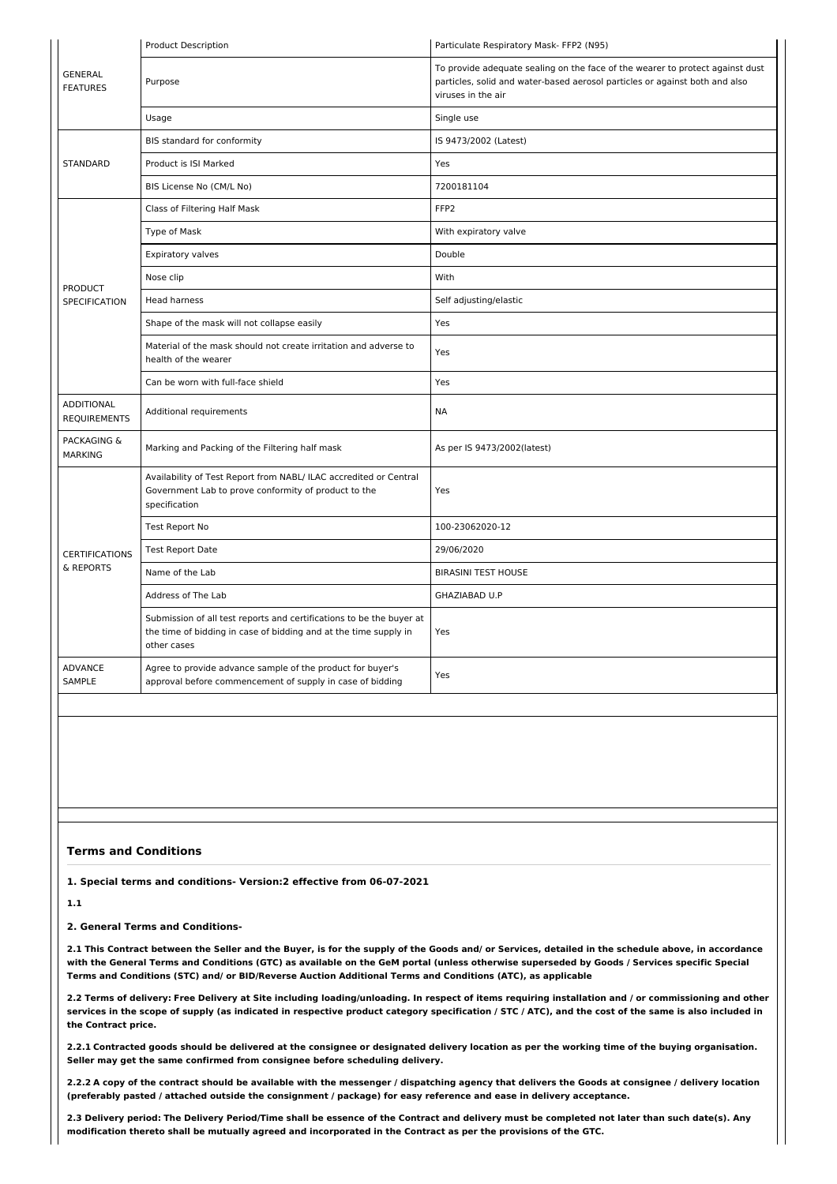| | | |
|---|---|---|
| GENERAL FEATURES | Product Description | Particulate Respiratory Mask- FFP2 (N95) |
| | Purpose | To provide adequate sealing on the face of the wearer to protect against dust particles, solid and water-based aerosol particles or against both and also viruses in the air |
| | Usage | Single use |
| STANDARD | BIS standard for conformity | IS 9473/2002 (Latest) |
| | Product is ISI Marked | Yes |
| | BIS License No (CM/L No) | 7200181104 |
| PRODUCT SPECIFICATION | Class of Filtering Half Mask | FFP2 |
| | Type of Mask | With expiratory valve |
| | Expiratory valves | Double |
| | Nose clip | With |
| | Head harness | Self adjusting/elastic |
| | Shape of the mask will not collapse easily | Yes |
| | Material of the mask should not create irritation and adverse to health of the wearer | Yes |
| | Can be worn with full-face shield | Yes |
| ADDITIONAL REQUIREMENTS | Additional requirements | NA |
| PACKAGING & MARKING | Marking and Packing of the Filtering half mask | As per IS 9473/2002(latest) |
| CERTIFICATIONS & REPORTS | Availability of Test Report from NABL/ ILAC accredited or Central Government Lab to prove conformity of product to the specification | Yes |
| | Test Report No | 100-23062020-12 |
| | Test Report Date | 29/06/2020 |
| | Name of the Lab | BIRASINI TEST HOUSE |
| | Address of The Lab | GHAZIABAD U.P |
| | Submission of all test reports and certifications to be the buyer at the time of bidding in case of bidding and at the time supply in other cases | Yes |
| ADVANCE SAMPLE | Agree to provide advance sample of the product for buyer's approval before commencement of supply in case of bidding | Yes |

## Terms and Conditions

**1. Special terms and conditions- Version:2 effective from 06-07-2021**

**1.1**

**2. General Terms and Conditions-**

**2.1 This Contract between the Seller and the Buyer, is for the supply of the Goods and/ or Services, detailed in the schedule above, in accordance with the General Terms and Conditions (GTC) as available on the GeM portal (unless otherwise superseded by Goods / Services specific Special Terms and Conditions (STC) and/ or BID/Reverse Auction Additional Terms and Conditions (ATC), as applicable**

**2.2 Terms of delivery: Free Delivery at Site including loading/unloading. In respect of items requiring installation and / or commissioning and other services in the scope of supply (as indicated in respective product category specification / STC / ATC), and the cost of the same is also included in the Contract price.**

**2.2.1 Contracted goods should be delivered at the consignee or designated delivery location as per the working time of the buying organisation. Seller may get the same confirmed from consignee before scheduling delivery.**

**2.2.2 A copy of the contract should be available with the messenger / dispatching agency that delivers the Goods at consignee / delivery location (preferably pasted / attached outside the consignment / package) for easy reference and ease in delivery acceptance.**

**2.3 Delivery period: The Delivery Period/Time shall be essence of the Contract and delivery must be completed not later than such date(s). Any modification thereto shall be mutually agreed and incorporated in the Contract as per the provisions of the GTC.**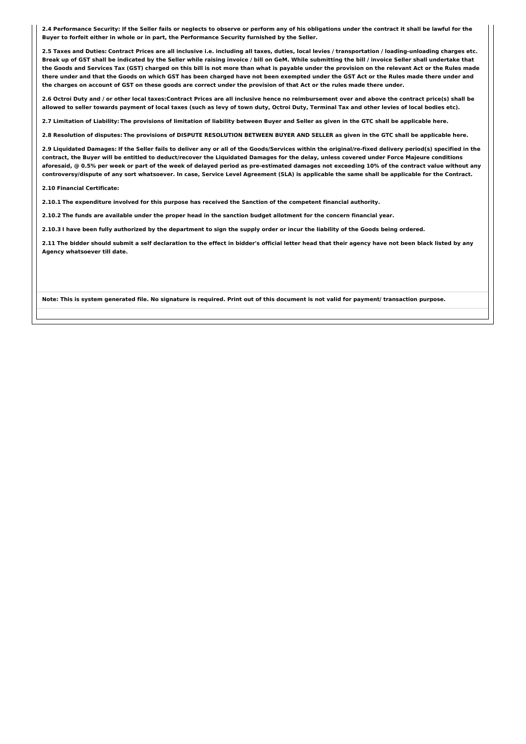**2.4 Performance Security: If the Seller fails or neglects to observe or perform any of his obligations under the contract it shall be lawful for the Buyer to forfeit either in whole or in part, the Performance Security furnished by the Seller.**

**2.5 Taxes and Duties: Contract Prices are all inclusive i.e. including all taxes, duties, local levies / transportation / loading-unloading charges etc. Break up of GST shall be indicated by the Seller while raising invoice / bill on GeM. While submitting the bill / invoice Seller shall undertake that the Goods and Services Tax (GST) charged on this bill is not more than what is payable under the provision on the relevant Act or the Rules made there under and that the Goods on which GST has been charged have not been exempted under the GST Act or the Rules made there under and the charges on account of GST on these goods are correct under the provision of that Act or the rules made there under.**

**2.6 Octroi Duty and / or other local taxes:Contract Prices are all inclusive hence no reimbursement over and above the contract price(s) shall be allowed to seller towards payment of local taxes (such as levy of town duty, Octroi Duty, Terminal Tax and other levies of local bodies etc).**

**2.7 Limitation of Liability: The provisions of limitation of liability between Buyer and Seller as given in the GTC shall be applicable here.**

**2.8 Resolution of disputes: The provisions of DISPUTE RESOLUTION BETWEEN BUYER AND SELLER as given in the GTC shall be applicable here.**

**2.9 Liquidated Damages: If the Seller fails to deliver any or all of the Goods/Services within the original/re-fixed delivery period(s) specified in the contract, the Buyer will be entitled to deduct/recover the Liquidated Damages for the delay, unless covered under Force Majeure conditions aforesaid, @ 0.5% per week or part of the week of delayed period as pre-estimated damages not exceeding 10% of the contract value without any controversy/dispute of any sort whatsoever. In case, Service Level Agreement (SLA) is applicable the same shall be applicable for the Contract.**

**2.10 Financial Certificate:**

**2.10.1 The expenditure involved for this purpose has received the Sanction of the competent financial authority.**

**2.10.2 The funds are available under the proper head in the sanction budget allotment for the concern financial year.**

**2.10.3 I have been fully authorized by the department to sign the supply order or incur the liability of the Goods being ordered.**

**2.11 The bidder should submit a self declaration to the effect in bidder's official letter head that their agency have not been black listed by any Agency whatsoever till date.**

**Note: This is system generated file. No signature is required. Print out of this document is not valid for payment/ transaction purpose.**